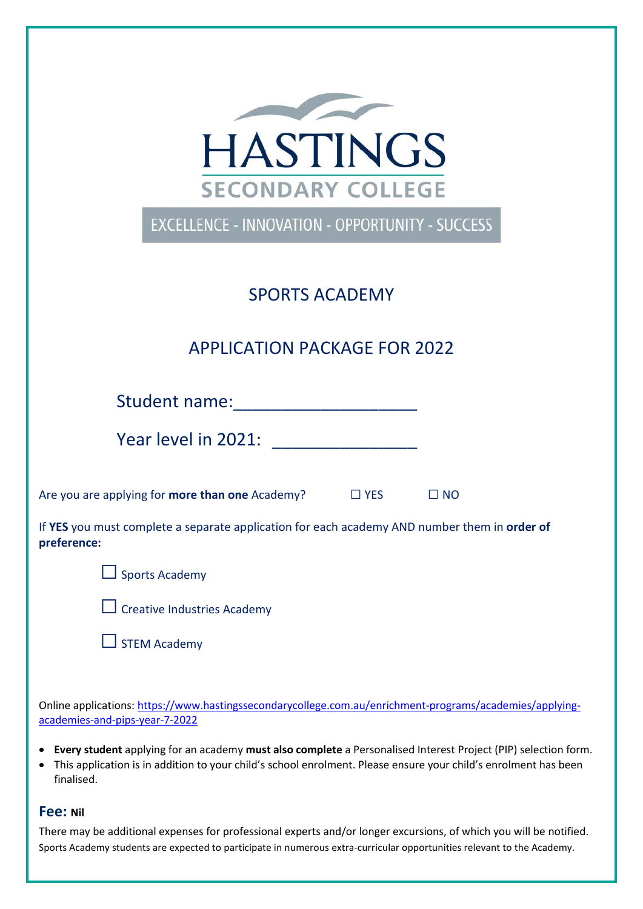# HASTINGS

## SECONDARY COLLEGE

EXCELLENCE - INNOVATION - OPPORTUNITY - SUCCESS

## SPORTS ACADEMY

## APPLICATION PACKAGE FOR 2022

Student name:___________________

Year level in 2021: _______________

Are you are applying for **more than one** Academy? ☐ YES ☐ NO

If **YES** you must complete a separate application for each academy AND number them in **order of preference:**

☐ Sports Academy

☐ Creative Industries Academy

☐ STEM Academy

Online applications: https://www.hastingssecondarycollege.com.au/enrichment-programs/academies/applying-academies-and-pips-year-7-2022

- **Every student** applying for an academy **must also complete** a Personalised Interest Project (PIP) selection form.
- This application is in addition to your child's school enrolment. Please ensure your child's enrolment has been finalised.

### Fee: Nil

There may be additional expenses for professional experts and/or longer excursions, of which you will be notified. Sports Academy students are expected to participate in numerous extra-curricular opportunities relevant to the Academy.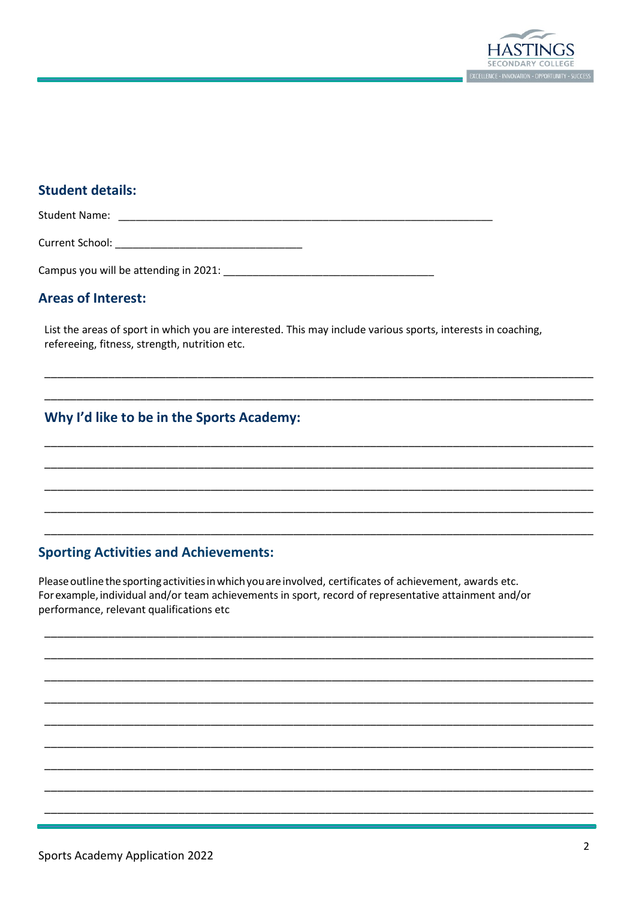## Student details:

Student Name: ________________________________________________________________

Current School: ________________________________

Campus you will be attending in 2021: ____________________________________

## Areas of Interest:

List the areas of sport in which you are interested. This may include various sports, interests in coaching, refereeing, fitness, strength, nutrition etc.

______________________________________________________________________________________________

______________________________________________________________________________________________

## Why I'd like to be in the Sports Academy:

______________________________________________________________________________________________

______________________________________________________________________________________________

______________________________________________________________________________________________

______________________________________________________________________________________________

______________________________________________________________________________________________

## Sporting Activities and Achievements:

Please outline the sporting activities in which you are involved, certificates of achievement, awards etc. For example, individual and/or team achievements in sport, record of representative attainment and/or performance, relevant qualifications etc

______________________________________________________________________________________________

______________________________________________________________________________________________

______________________________________________________________________________________________

______________________________________________________________________________________________

______________________________________________________________________________________________

______________________________________________________________________________________________

______________________________________________________________________________________________

______________________________________________________________________________________________

______________________________________________________________________________________________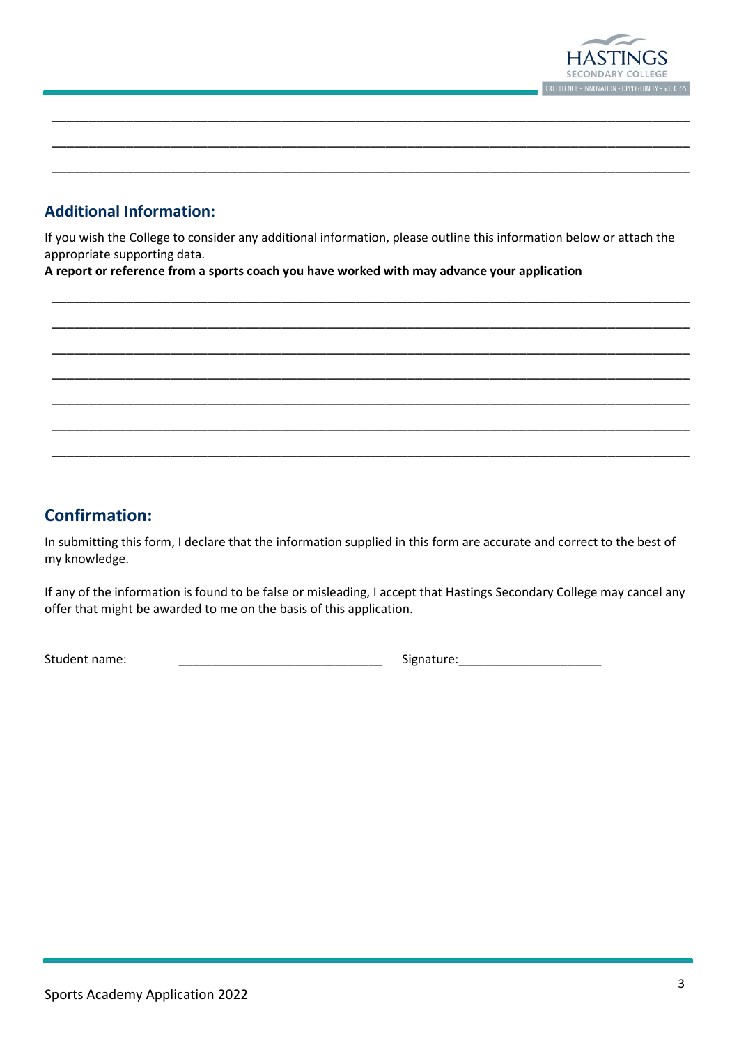_______________________________________________________________________________________________

_______________________________________________________________________________________________

_______________________________________________________________________________________________

## Additional Information:

If you wish the College to consider any additional information, please outline this information below or attach the appropriate supporting data.

**A report or reference from a sports coach you have worked with may advance your application**

_______________________________________________________________________________________________

_______________________________________________________________________________________________

_______________________________________________________________________________________________

_______________________________________________________________________________________________

_______________________________________________________________________________________________

_______________________________________________________________________________________________

_______________________________________________________________________________________________

## Confirmation:

In submitting this form, I declare that the information supplied in this form are accurate and correct to the best of my knowledge.

If any of the information is found to be false or misleading, I accept that Hastings Secondary College may cancel any offer that might be awarded to me on the basis of this application.

Student name: ______________________________ Signature:_____________________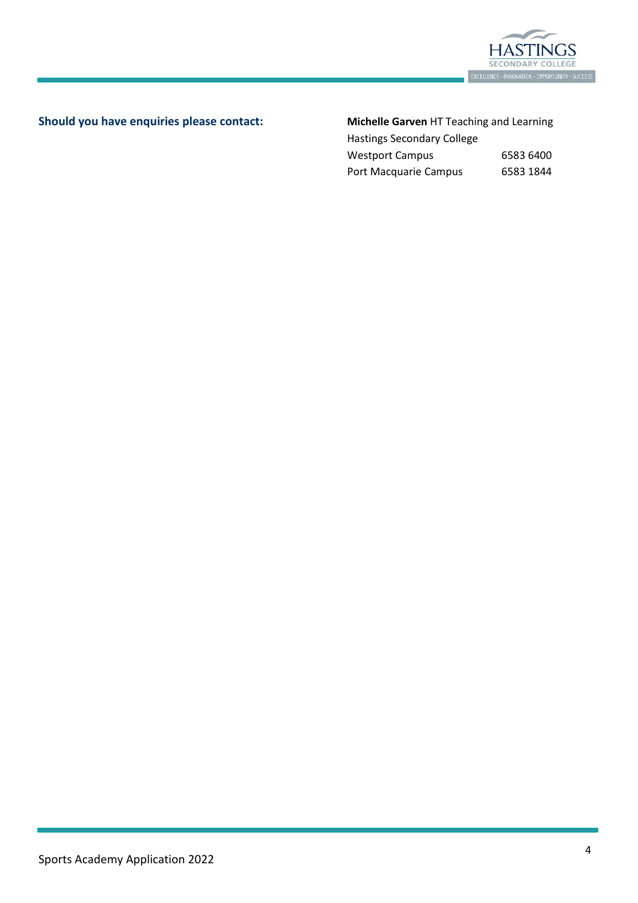**Should you have enquiries please contact:**

**Michelle Garven** HT Teaching and Learning
Hastings Secondary College

| | |
|---|---|
| Westport Campus | 6583 6400 |
| Port Macquarie Campus | 6583 1844 |